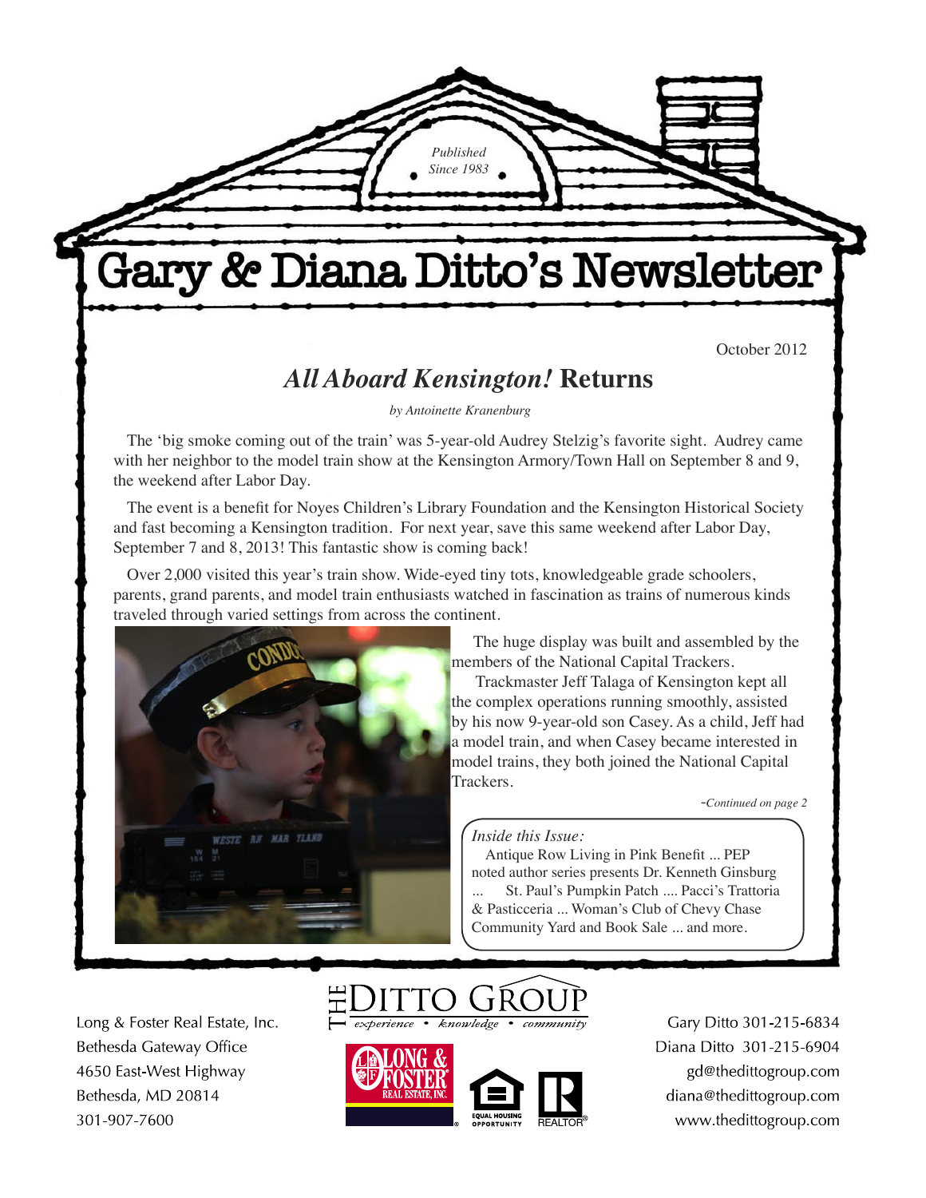*Published Since 1983*

# Gary & Diana Ditto's Newsletter

October 2012

## *All Aboard Kensington!* Returns

*by Antoinette Kranenburg*

The 'big smoke coming out of the train' was 5-year-old Audrey Stelzig's favorite sight. Audrey came with her neighbor to the model train show at the Kensington Armory/Town Hall on September 8 and 9, the weekend after Labor Day.

The event is a benefit for Noyes Children's Library Foundation and the Kensington Historical Society and fast becoming a Kensington tradition. For next year, save this same weekend after Labor Day, September 7 and 8, 2013! This fantastic show is coming back!

Over 2,000 visited this year's train show. Wide-eyed tiny tots, knowledgeable grade schoolers, parents, grand parents, and model train enthusiasts watched in fascination as trains of numerous kinds traveled through varied settings from across the continent.

The huge display was built and assembled by the members of the National Capital Trackers.

Trackmaster Jeff Talaga of Kensington kept all the complex operations running smoothly, assisted by his now 9-year-old son Casey. As a child, Jeff had a model train, and when Casey became interested in model trains, they both joined the National Capital Trackers.

*-Continued on page 2*

*Inside this Issue:*

Antique Row Living in Pink Benefit ... PEP noted author series presents Dr. Kenneth Ginsburg ... St. Paul's Pumpkin Patch .... Pacci's Trattoria & Pasticceria ... Woman's Club of Chevy Chase Community Yard and Book Sale ... and more.

THE DITTO GROUP
*experience • knowledge • community*

Long & Foster Real Estate, Inc.
Bethesda Gateway Office
4650 East-West Highway
Bethesda, MD 20814
301-907-7600

Gary Ditto 301-215-6834
Diana Ditto 301-215-6904
gd@thedittogroup.com
diana@thedittogroup.com
www.thedittogroup.com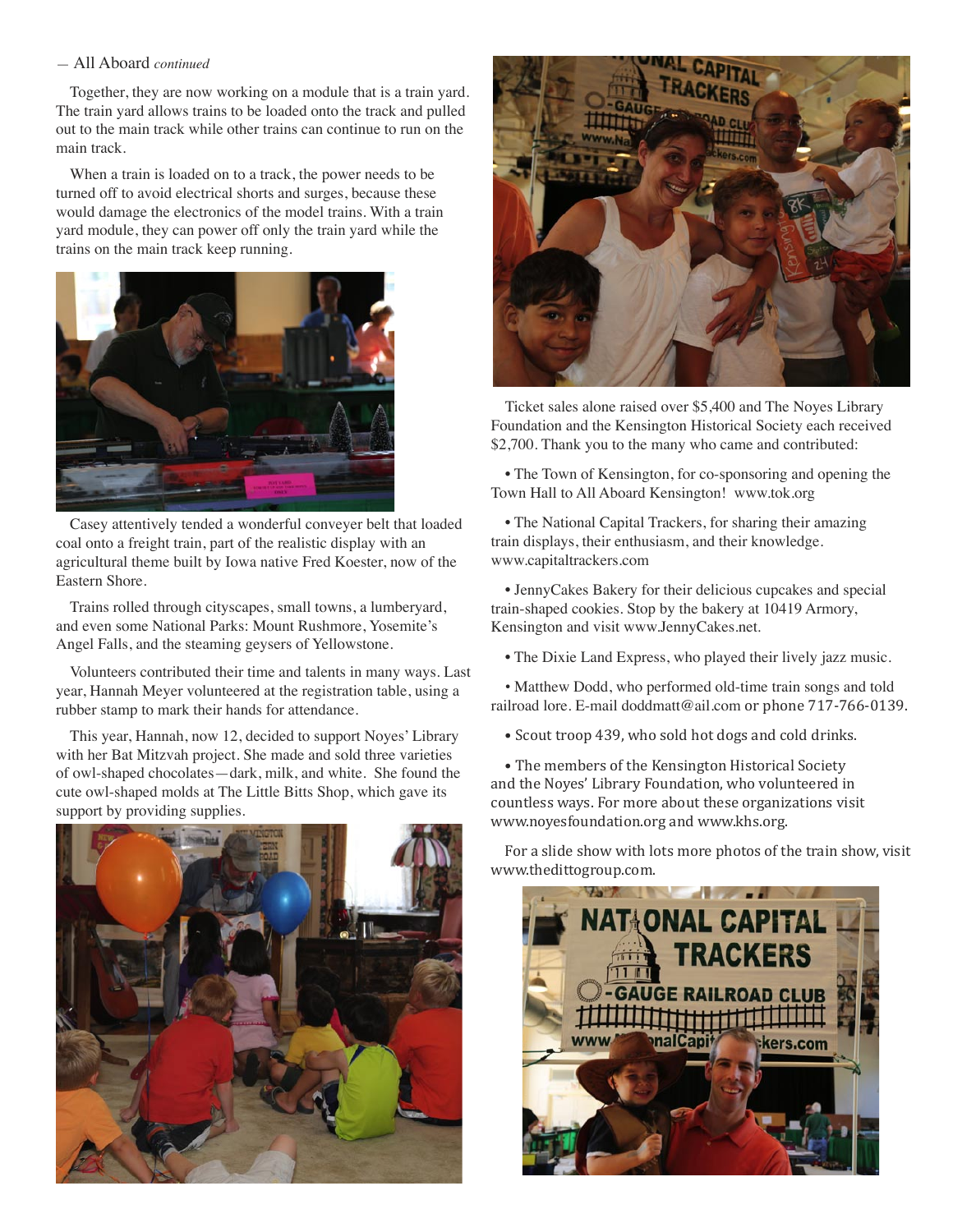— All Aboard *continued*

Together, they are now working on a module that is a train yard. The train yard allows trains to be loaded onto the track and pulled out to the main track while other trains can continue to run on the main track.

When a train is loaded on to a track, the power needs to be turned off to avoid electrical shorts and surges, because these would damage the electronics of the model trains. With a train yard module, they can power off only the train yard while the trains on the main track keep running.

Casey attentively tended a wonderful conveyer belt that loaded coal onto a freight train, part of the realistic display with an agricultural theme built by Iowa native Fred Koester, now of the Eastern Shore.

Trains rolled through cityscapes, small towns, a lumberyard, and even some National Parks: Mount Rushmore, Yosemite's Angel Falls, and the steaming geysers of Yellowstone.

Volunteers contributed their time and talents in many ways. Last year, Hannah Meyer volunteered at the registration table, using a rubber stamp to mark their hands for attendance.

This year, Hannah, now 12, decided to support Noyes' Library with her Bat Mitzvah project. She made and sold three varieties of owl-shaped chocolates—dark, milk, and white. She found the cute owl-shaped molds at The Little Bitts Shop, which gave its support by providing supplies.

Ticket sales alone raised over $5,400 and The Noyes Library Foundation and the Kensington Historical Society each received $2,700. Thank you to the many who came and contributed:

- The Town of Kensington, for co-sponsoring and opening the Town Hall to All Aboard Kensington! www.tok.org
- The National Capital Trackers, for sharing their amazing train displays, their enthusiasm, and their knowledge. www.capitaltrackers.com
- JennyCakes Bakery for their delicious cupcakes and special train-shaped cookies. Stop by the bakery at 10419 Armory, Kensington and visit www.JennyCakes.net.
- The Dixie Land Express, who played their lively jazz music.
- Matthew Dodd, who performed old-time train songs and told railroad lore. E-mail doddmatt@ail.com or phone 717-766-0139.
- Scout troop 439, who sold hot dogs and cold drinks.
- The members of the Kensington Historical Society and the Noyes' Library Foundation, who volunteered in countless ways. For more about these organizations visit www.noyesfoundation.org and www.khs.org.

For a slide show with lots more photos of the train show, visit www.thedittogroup.com.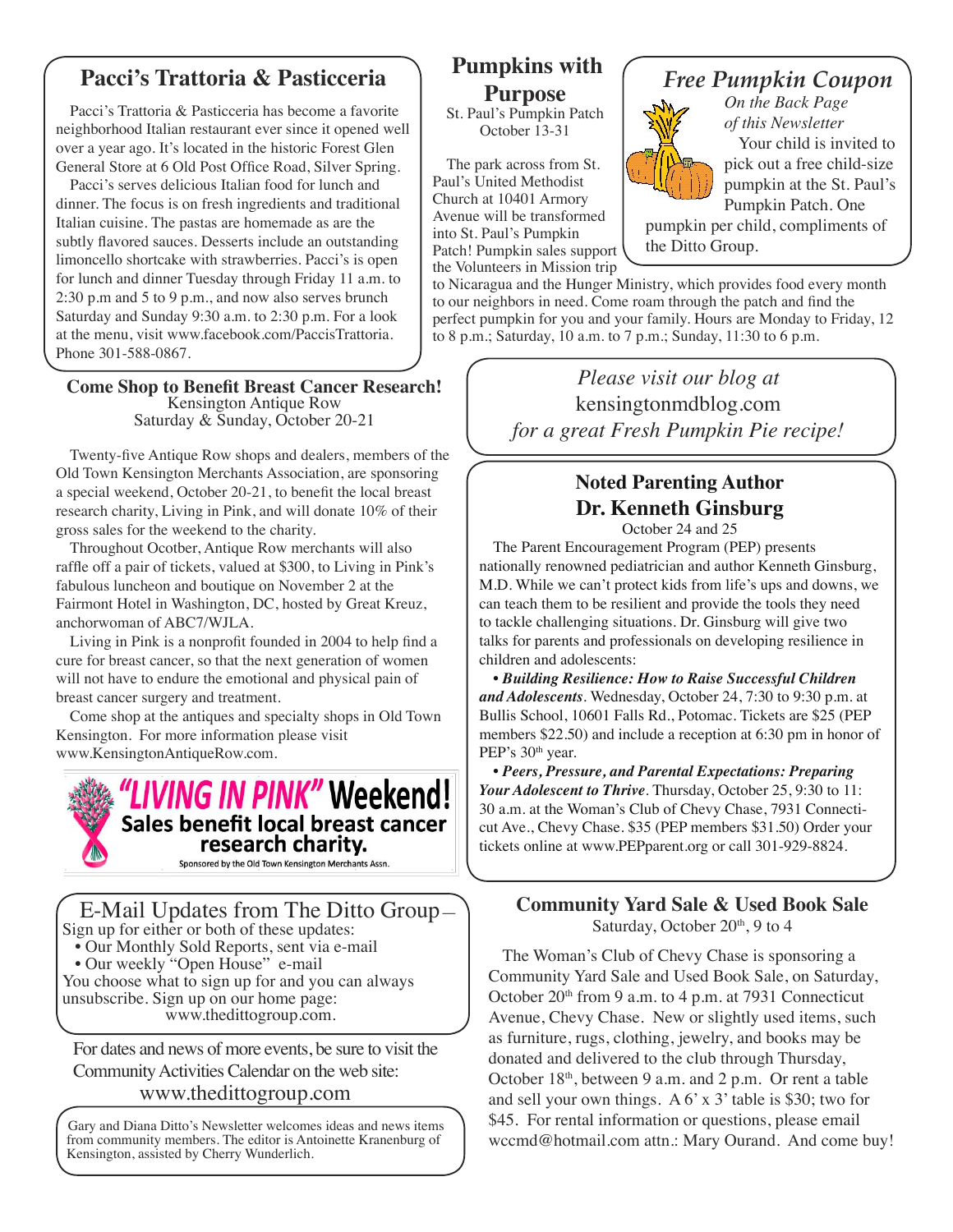## Pacci's Trattoria & Pasticceria

Pacci's Trattoria & Pasticceria has become a favorite neighborhood Italian restaurant ever since it opened well over a year ago. It's located in the historic Forest Glen General Store at 6 Old Post Office Road, Silver Spring.

Pacci's serves delicious Italian food for lunch and dinner. The focus is on fresh ingredients and traditional Italian cuisine. The pastas are homemade as are the subtly flavored sauces. Desserts include an outstanding limoncello shortcake with strawberries. Pacci's is open for lunch and dinner Tuesday through Friday 11 a.m. to 2:30 p.m and 5 to 9 p.m., and now also serves brunch Saturday and Sunday 9:30 a.m. to 2:30 p.m. For a look at the menu, visit www.facebook.com/PaccisTrattoria. Phone 301-588-0867.

## Pumpkins with Purpose

St. Paul's Pumpkin Patch
October 13-31

The park across from St. Paul's United Methodist Church at 10401 Armory Avenue will be transformed into St. Paul's Pumpkin Patch! Pumpkin sales support the Volunteers in Mission trip to Nicaragua and the Hunger Ministry, which provides food every month to our neighbors in need. Come roam through the patch and find the perfect pumpkin for you and your family. Hours are Monday to Friday, 12 to 8 p.m.; Saturday, 10 a.m. to 7 p.m.; Sunday, 11:30 to 6 p.m.

## *Free Pumpkin Coupon*

*On the Back Page of this Newsletter*

Your child is invited to pick out a free child-size pumpkin at the St. Paul's Pumpkin Patch. One pumpkin per child, compliments of the Ditto Group.

### Come Shop to Benefit Breast Cancer Research!

Kensington Antique Row
Saturday & Sunday, October 20-21

Twenty-five Antique Row shops and dealers, members of the Old Town Kensington Merchants Association, are sponsoring a special weekend, October 20-21, to benefit the local breast research charity, Living in Pink, and will donate 10% of their gross sales for the weekend to the charity.

Throughout Ocotber, Antique Row merchants will also raffle off a pair of tickets, valued at $300, to Living in Pink's fabulous luncheon and boutique on November 2 at the Fairmont Hotel in Washington, DC, hosted by Great Kreuz, anchorwoman of ABC7/WJLA.

Living in Pink is a nonprofit founded in 2004 to help find a cure for breast cancer, so that the next generation of women will not have to endure the emotional and physical pain of breast cancer surgery and treatment.

Come shop at the antiques and specialty shops in Old Town Kensington. For more information please visit www.KensingtonAntiqueRow.com.

**"LIVING IN PINK" Weekend!**
**Sales benefit local breast cancer research charity.**
Sponsored by the Old Town Kensington Merchants Assn.

*Please visit our blog at*
kensingtonmdblog.com
*for a great Fresh Pumpkin Pie recipe!*

## Noted Parenting Author Dr. Kenneth Ginsburg

October 24 and 25

The Parent Encouragement Program (PEP) presents nationally renowned pediatrician and author Kenneth Ginsburg, M.D. While we can't protect kids from life's ups and downs, we can teach them to be resilient and provide the tools they need to tackle challenging situations. Dr. Ginsburg will give two talks for parents and professionals on developing resilience in children and adolescents:

- ***Building Resilience: How to Raise Successful Children and Adolescents***. Wednesday, October 24, 7:30 to 9:30 p.m. at Bullis School, 10601 Falls Rd., Potomac. Tickets are $25 (PEP members $22.50) and include a reception at 6:30 pm in honor of PEP's 30th year.
- ***Peers, Pressure, and Parental Expectations: Preparing Your Adolescent to Thrive***. Thursday, October 25, 9:30 to 11:30 a.m. at the Woman's Club of Chevy Chase, 7931 Connecticut Ave., Chevy Chase. $35 (PEP members $31.50) Order your tickets online at www.PEPparent.org or call 301-929-8824.

## E-Mail Updates from The Ditto Group–

Sign up for either or both of these updates:
- Our Monthly Sold Reports, sent via e-mail
- Our weekly "Open House" e-mail

You choose what to sign up for and you can always unsubscribe. Sign up on our home page: www.thedittogroup.com.

For dates and news of more events, be sure to visit the Community Activities Calendar on the web site:
www.thedittogroup.com

## Community Yard Sale & Used Book Sale

Saturday, October 20th, 9 to 4

The Woman's Club of Chevy Chase is sponsoring a Community Yard Sale and Used Book Sale, on Saturday, October 20th from 9 a.m. to 4 p.m. at 7931 Connecticut Avenue, Chevy Chase. New or slightly used items, such as furniture, rugs, clothing, jewelry, and books may be donated and delivered to the club through Thursday, October 18th, between 9 a.m. and 2 p.m. Or rent a table and sell your own things. A 6' x 3' table is $30; two for $45. For rental information or questions, please email wccmd@hotmail.com attn.: Mary Ourand. And come buy!

Gary and Diana Ditto's Newsletter welcomes ideas and news items from community members. The editor is Antoinette Kranenburg of Kensington, assisted by Cherry Wunderlich.